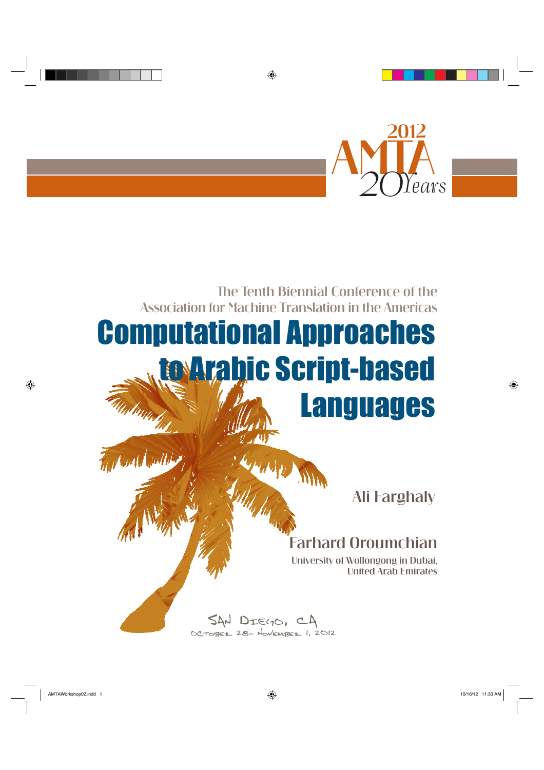2012 AMTA 20 Years

The Tenth Biennial Conference of the Association for Machine Translation in the Americas

# Computational Approaches to Arabic Script-based Languages

Ali Farghaly

Farhard Oroumchian

University of Wollongong in Dubai, United Arab Emirates

San Diego, CA

October 28– November 1, 2012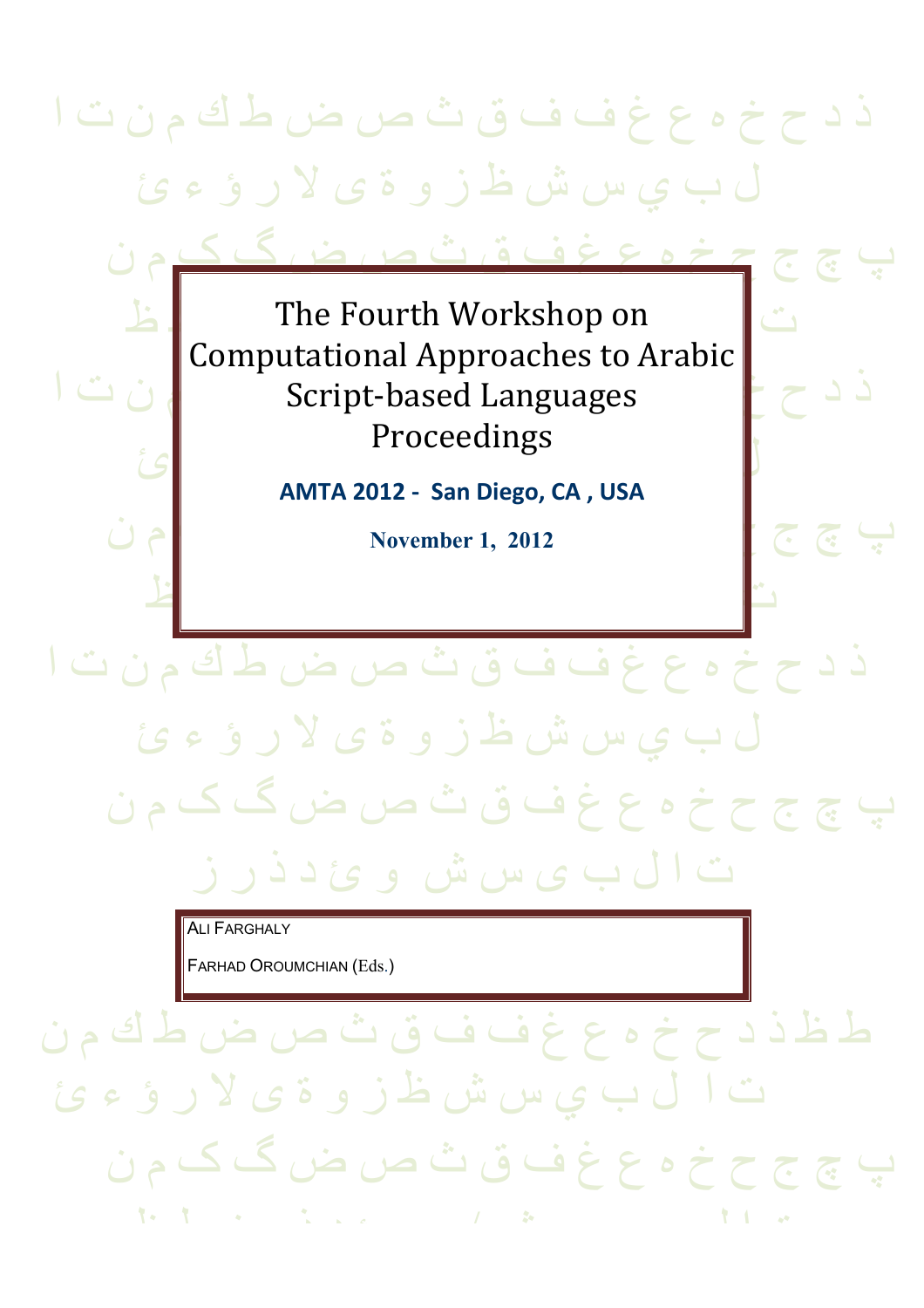# The Fourth Workshop on Computational Approaches to Arabic Script-based Languages Proceedings

**AMTA 2012 - San Diego, CA , USA**

**November 1, 2012**

ALI FARGHALY

FARHAD OROUMCHIAN (Eds.)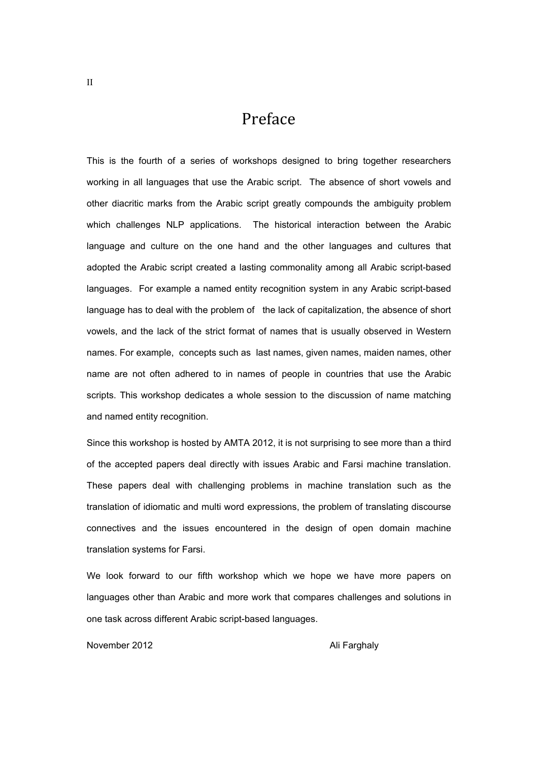# Preface

This is the fourth of a series of workshops designed to bring together researchers working in all languages that use the Arabic script. The absence of short vowels and other diacritic marks from the Arabic script greatly compounds the ambiguity problem which challenges NLP applications. The historical interaction between the Arabic language and culture on the one hand and the other languages and cultures that adopted the Arabic script created a lasting commonality among all Arabic script-based languages. For example a named entity recognition system in any Arabic script-based language has to deal with the problem of the lack of capitalization, the absence of short vowels, and the lack of the strict format of names that is usually observed in Western names. For example, concepts such as last names, given names, maiden names, other name are not often adhered to in names of people in countries that use the Arabic scripts. This workshop dedicates a whole session to the discussion of name matching and named entity recognition.

Since this workshop is hosted by AMTA 2012, it is not surprising to see more than a third of the accepted papers deal directly with issues Arabic and Farsi machine translation. These papers deal with challenging problems in machine translation such as the translation of idiomatic and multi word expressions, the problem of translating discourse connectives and the issues encountered in the design of open domain machine translation systems for Farsi.

We look forward to our fifth workshop which we hope we have more papers on languages other than Arabic and more work that compares challenges and solutions in one task across different Arabic script-based languages.

November 2012 Ali Farghaly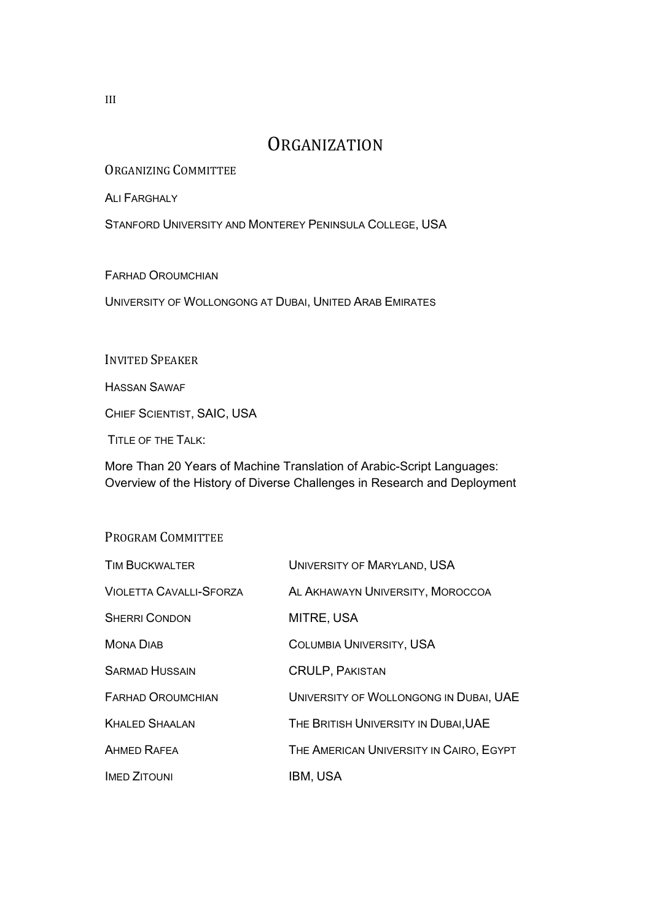# Organization

## Organizing Committee

Ali Farghaly

Stanford University and Monterey Peninsula College, USA

Farhad Oroumchian

University of Wollongong at Dubai, United Arab Emirates

## Invited Speaker

Hassan Sawaf

Chief Scientist, SAIC, USA

Title of the Talk:

More Than 20 Years of Machine Translation of Arabic-Script Languages: Overview of the History of Diverse Challenges in Research and Deployment

## Program Committee

| | |
|---|---|
| Tim Buckwalter | University of Maryland, USA |
| Violetta Cavalli-Sforza | Al Akhawayn University, Moroccoa |
| Sherri Condon | MITRE, USA |
| Mona Diab | Columbia University, USA |
| Sarmad Hussain | CRULP, Pakistan |
| Farhad Oroumchian | University of Wollongong in Dubai, UAE |
| Khaled Shaalan | The British University in Dubai,UAE |
| Ahmed Rafea | The American University in Cairo, Egypt |
| Imed Zitouni | IBM, USA |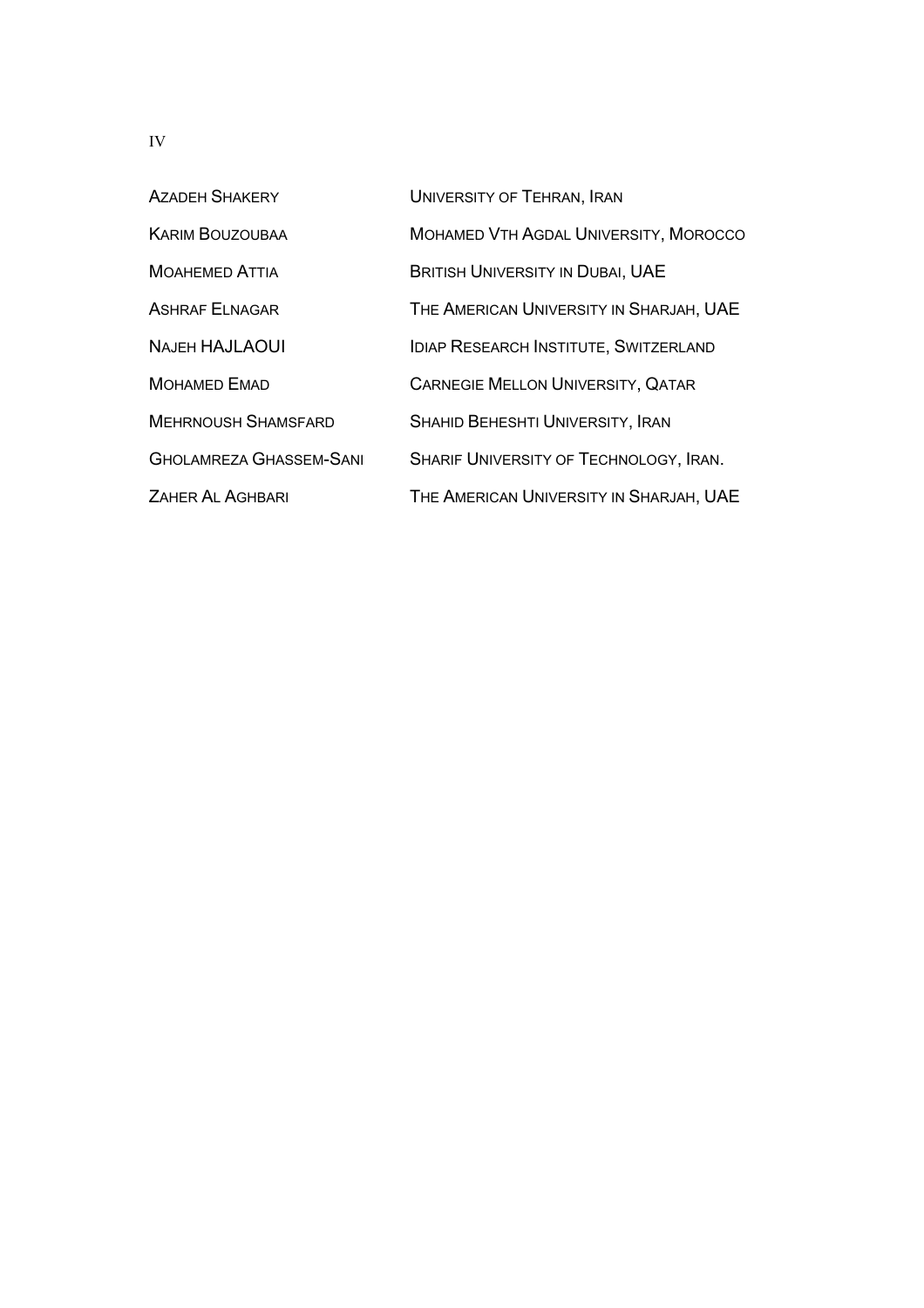| | |
|---|---|
| AZADEH SHAKERY | UNIVERSITY OF TEHRAN, IRAN |
| KARIM BOUZOUBAA | MOHAMED VTH AGDAL UNIVERSITY, MOROCCO |
| MOAHEMED ATTIA | BRITISH UNIVERSITY IN DUBAI, UAE |
| ASHRAF ELNAGAR | THE AMERICAN UNIVERSITY IN SHARJAH, UAE |
| NAJEH HAJLAOUI | IDIAP RESEARCH INSTITUTE, SWITZERLAND |
| MOHAMED EMAD | CARNEGIE MELLON UNIVERSITY, QATAR |
| MEHRNOUSH SHAMSFARD | SHAHID BEHESHTI UNIVERSITY, IRAN |
| GHOLAMREZA GHASSEM-SANI | SHARIF UNIVERSITY OF TECHNOLOGY, IRAN. |
| ZAHER AL AGHBARI | THE AMERICAN UNIVERSITY IN SHARJAH, UAE |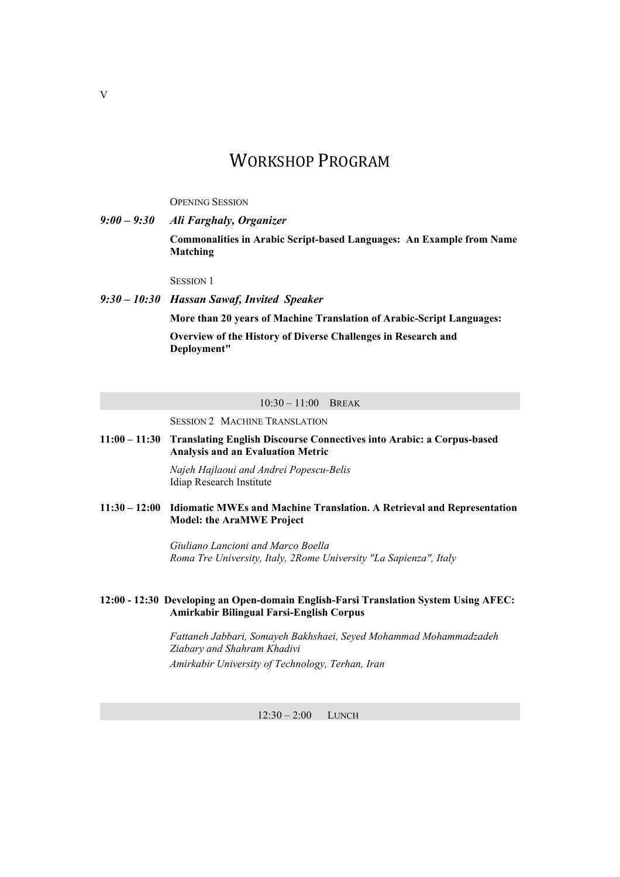# WORKSHOP PROGRAM

OPENING SESSION

***9:00 – 9:30 Ali Farghaly, Organizer***

**Commonalities in Arabic Script-based Languages: An Example from Name Matching**

SESSION 1

***9:30 – 10:30 Hassan Sawaf, Invited Speaker***

**More than 20 years of Machine Translation of Arabic-Script Languages:**

**Overview of the History of Diverse Challenges in Research and Deployment"**

10:30 – 11:00 BREAK

SESSION 2 MACHINE TRANSLATION

**11:00 – 11:30 Translating English Discourse Connectives into Arabic: a Corpus-based Analysis and an Evaluation Metric**

*Najeh Hajlaoui and Andrei Popescu-Belis*
Idiap Research Institute

**11:30 – 12:00 Idiomatic MWEs and Machine Translation. A Retrieval and Representation Model: the AraMWE Project**

*Giuliano Lancioni and Marco Boella*
*Roma Tre University, Italy, 2Rome University "La Sapienza", Italy*

**12:00 - 12:30 Developing an Open-domain English-Farsi Translation System Using AFEC: Amirkabir Bilingual Farsi-English Corpus**

*Fattaneh Jabbari, Somayeh Bakhshaei, Seyed Mohammad Mohammadzadeh Ziabary and Shahram Khadivi*
*Amirkabir University of Technology, Terhan, Iran*

12:30 – 2:00 LUNCH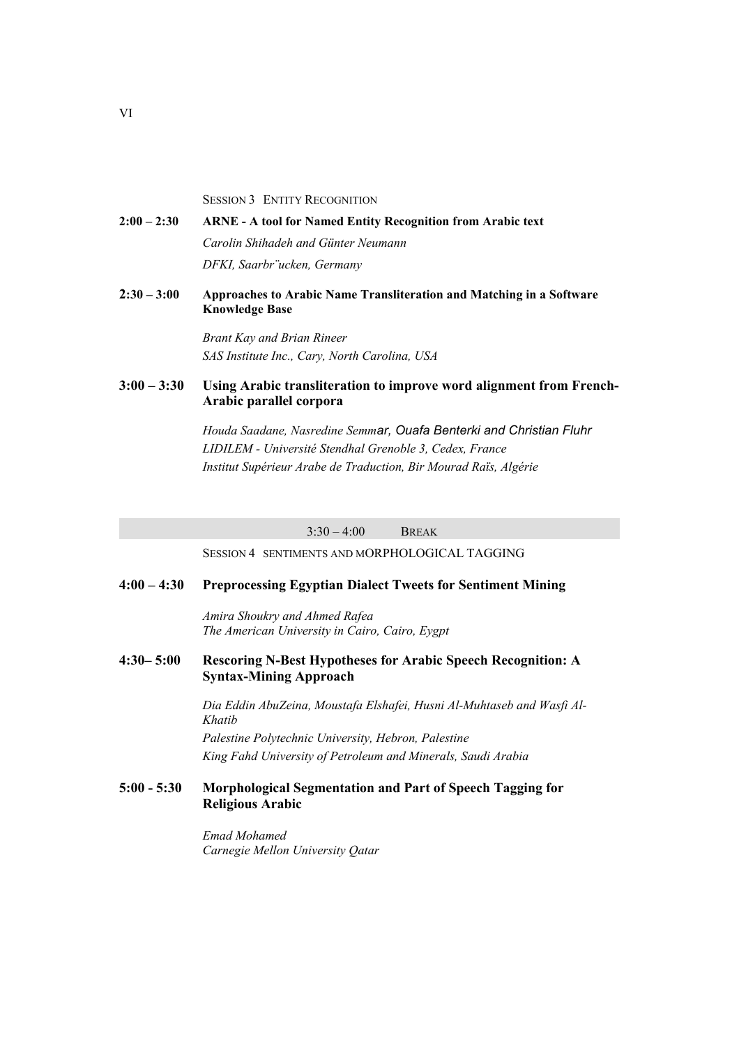SESSION 3 ENTITY RECOGNITION

**2:00 – 2:30** **ARNE - A tool for Named Entity Recognition from Arabic text**

*Carolin Shihadeh and Günter Neumann*

*DFKI, Saarbr¨ucken, Germany*

**2:30 – 3:00** **Approaches to Arabic Name Transliteration and Matching in a Software Knowledge Base**

*Brant Kay and Brian Rineer*

*SAS Institute Inc., Cary, North Carolina, USA*

**3:00 – 3:30** **Using Arabic transliteration to improve word alignment from French-Arabic parallel corpora**

*Houda Saadane, Nasredine Semmar, Ouafa Benterki and Christian Fluhr*

*LIDILEM - Université Stendhal Grenoble 3, Cedex, France*

*Institut Supérieur Arabe de Traduction, Bir Mourad Raïs, Algérie*

3:30 – 4:00 BREAK

SESSION 4 SENTIMENTS AND MORPHOLOGICAL TAGGING

**4:00 – 4:30** **Preprocessing Egyptian Dialect Tweets for Sentiment Mining**

*Amira Shoukry and Ahmed Rafea*

*The American University in Cairo, Cairo, Eygpt*

**4:30– 5:00** **Rescoring N-Best Hypotheses for Arabic Speech Recognition: A Syntax-Mining Approach**

*Dia Eddin AbuZeina, Moustafa Elshafei, Husni Al-Muhtaseb and Wasfi Al-Khatib*

*Palestine Polytechnic University, Hebron, Palestine*

*King Fahd University of Petroleum and Minerals, Saudi Arabia*

**5:00 - 5:30** **Morphological Segmentation and Part of Speech Tagging for Religious Arabic**

*Emad Mohamed*

*Carnegie Mellon University Qatar*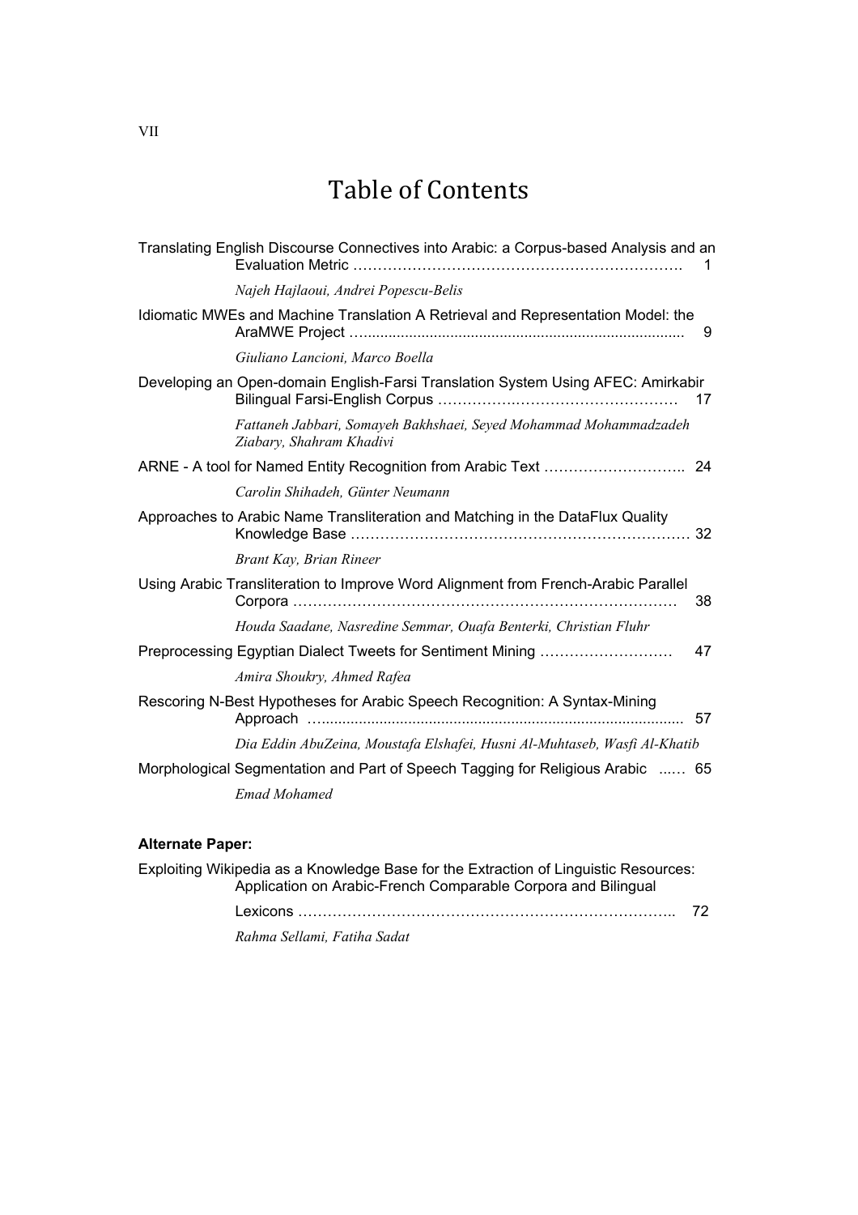# Table of Contents

Translating English Discourse Connectives into Arabic: a Corpus-based Analysis and an Evaluation Metric ………………………………………………………… 1

*Najeh Hajlaoui, Andrei Popescu-Belis*

Idiomatic MWEs and Machine Translation A Retrieval and Representation Model: the AraMWE Project …............................................................................ 9

*Giuliano Lancioni, Marco Boella*

Developing an Open-domain English-Farsi Translation System Using AFEC: Amirkabir Bilingual Farsi-English Corpus ……………….…………………………… 17

*Fattaneh Jabbari, Somayeh Bakhshaei, Seyed Mohammad Mohammadzadeh Ziabary, Shahram Khadivi*

ARNE - A tool for Named Entity Recognition from Arabic Text ……………………….. 24

*Carolin Shihadeh, Günter Neumann*

Approaches to Arabic Name Transliteration and Matching in the DataFlux Quality Knowledge Base …………………………………………………………… 32

*Brant Kay, Brian Rineer*

Using Arabic Transliteration to Improve Word Alignment from French-Arabic Parallel Corpora …………………………………………………………………… 38

*Houda Saadane, Nasredine Semmar, Ouafa Benterki, Christian Fluhr*

Preprocessing Egyptian Dialect Tweets for Sentiment Mining ……………………… 47

*Amira Shoukry, Ahmed Rafea*

Rescoring N-Best Hypotheses for Arabic Speech Recognition: A Syntax-Mining Approach ….................................................................................... 57

*Dia Eddin AbuZeina, Moustafa Elshafei, Husni Al-Muhtaseb, Wasfi Al-Khatib*

Morphological Segmentation and Part of Speech Tagging for Religious Arabic ..… 65

*Emad Mohamed*

**Alternate Paper:**

Exploiting Wikipedia as a Knowledge Base for the Extraction of Linguistic Resources: Application on Arabic-French Comparable Corpora and Bilingual Lexicons ……………………………………………………………….. 72

*Rahma Sellami, Fatiha Sadat*